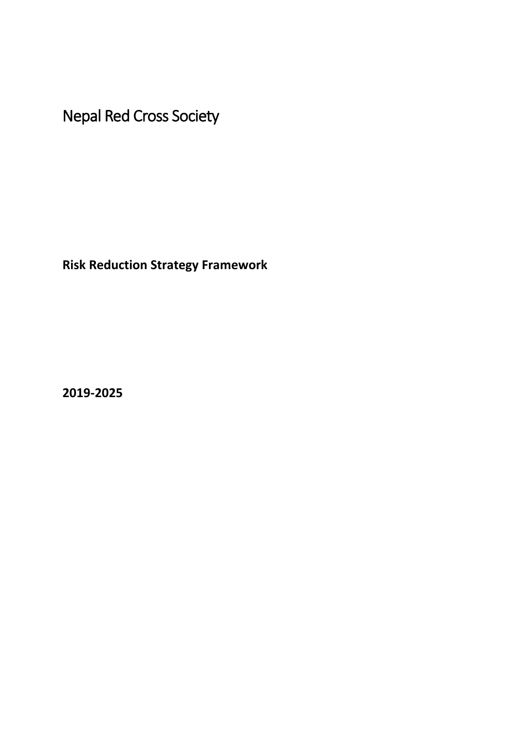# Nepal Red Cross Society

**Risk Reduction Strategy Framework**

**2019-2025**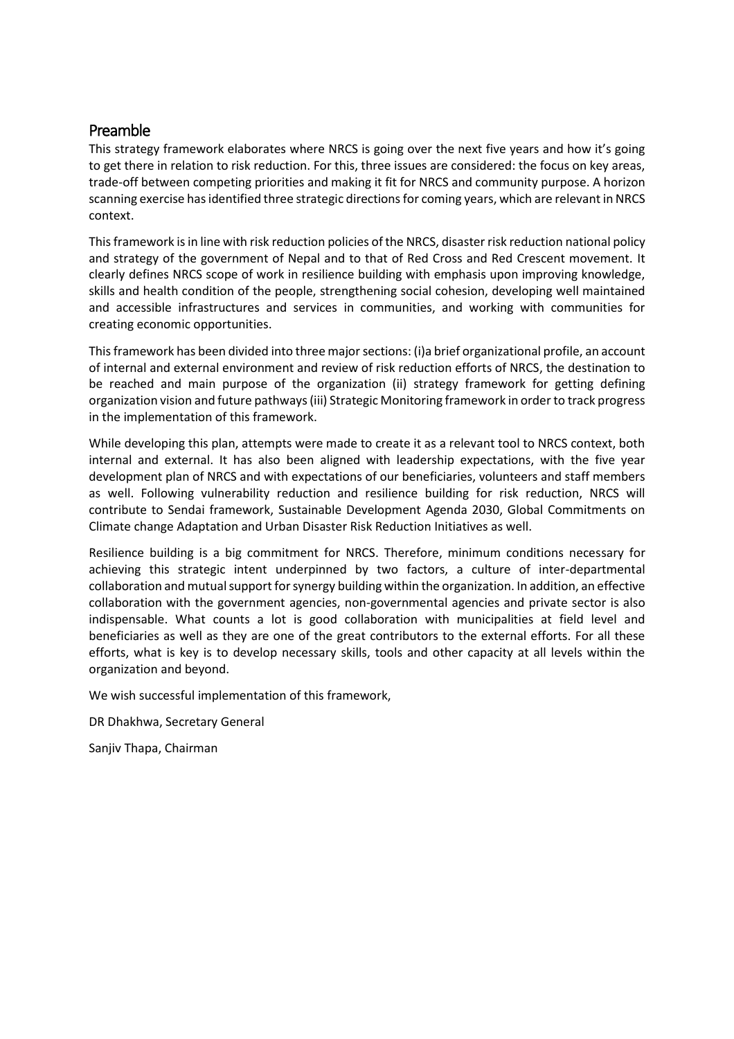## Preamble

This strategy framework elaborates where NRCS is going over the next five years and how it's going to get there in relation to risk reduction. For this, three issues are considered: the focus on key areas, trade-off between competing priorities and making it fit for NRCS and community purpose. A horizon scanning exercise has identified three strategic directions for coming years, which are relevant in NRCS context.

This framework is in line with risk reduction policies of the NRCS, disaster risk reduction national policy and strategy of the government of Nepal and to that of Red Cross and Red Crescent movement. It clearly defines NRCS scope of work in resilience building with emphasis upon improving knowledge, skills and health condition of the people, strengthening social cohesion, developing well maintained and accessible infrastructures and services in communities, and working with communities for creating economic opportunities.

This framework has been divided into three major sections: (i)a brief organizational profile, an account of internal and external environment and review of risk reduction efforts of NRCS, the destination to be reached and main purpose of the organization (ii) strategy framework for getting defining organization vision and future pathways (iii) Strategic Monitoring framework in order to track progress in the implementation of this framework.

While developing this plan, attempts were made to create it as a relevant tool to NRCS context, both internal and external. It has also been aligned with leadership expectations, with the five year development plan of NRCS and with expectations of our beneficiaries, volunteers and staff members as well. Following vulnerability reduction and resilience building for risk reduction, NRCS will contribute to Sendai framework, Sustainable Development Agenda 2030, Global Commitments on Climate change Adaptation and Urban Disaster Risk Reduction Initiatives as well.

Resilience building is a big commitment for NRCS. Therefore, minimum conditions necessary for achieving this strategic intent underpinned by two factors, a culture of inter-departmental collaboration and mutual support for synergy building within the organization. In addition, an effective collaboration with the government agencies, non-governmental agencies and private sector is also indispensable. What counts a lot is good collaboration with municipalities at field level and beneficiaries as well as they are one of the great contributors to the external efforts. For all these efforts, what is key is to develop necessary skills, tools and other capacity at all levels within the organization and beyond.

We wish successful implementation of this framework,

DR Dhakhwa, Secretary General

Sanjiv Thapa, Chairman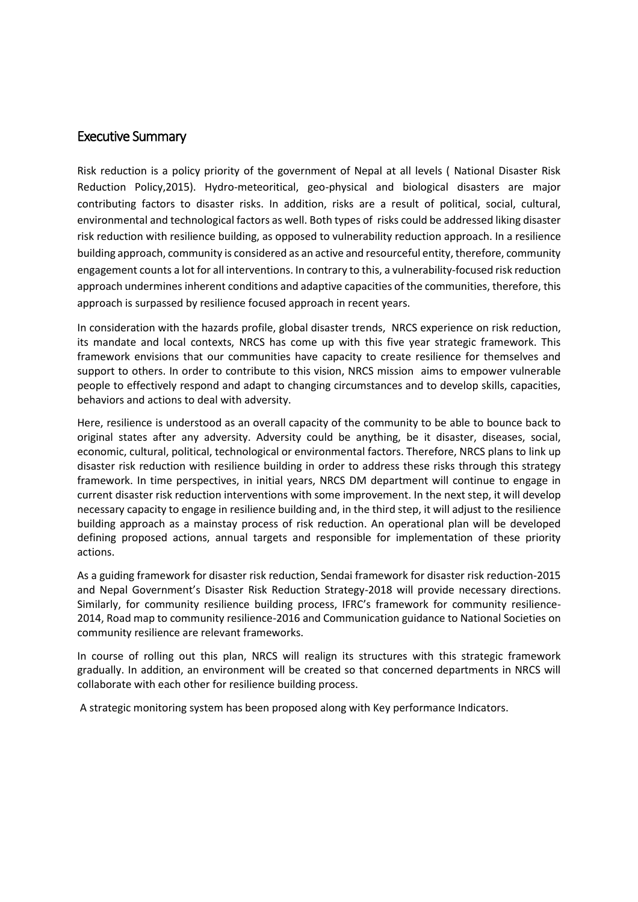## Executive Summary

Risk reduction is a policy priority of the government of Nepal at all levels ( National Disaster Risk Reduction Policy,2015). Hydro-meteoritical, geo-physical and biological disasters are major contributing factors to disaster risks. In addition, risks are a result of political, social, cultural, environmental and technological factors as well. Both types of risks could be addressed liking disaster risk reduction with resilience building, as opposed to vulnerability reduction approach. In a resilience building approach, community is considered as an active and resourceful entity, therefore, community engagement counts a lot for all interventions. In contrary to this, a vulnerability-focused risk reduction approach undermines inherent conditions and adaptive capacities of the communities, therefore, this approach is surpassed by resilience focused approach in recent years.

In consideration with the hazards profile, global disaster trends, NRCS experience on risk reduction, its mandate and local contexts, NRCS has come up with this five year strategic framework. This framework envisions that our communities have capacity to create resilience for themselves and support to others. In order to contribute to this vision, NRCS mission aims to empower vulnerable people to effectively respond and adapt to changing circumstances and to develop skills, capacities, behaviors and actions to deal with adversity.

Here, resilience is understood as an overall capacity of the community to be able to bounce back to original states after any adversity. Adversity could be anything, be it disaster, diseases, social, economic, cultural, political, technological or environmental factors. Therefore, NRCS plans to link up disaster risk reduction with resilience building in order to address these risks through this strategy framework. In time perspectives, in initial years, NRCS DM department will continue to engage in current disaster risk reduction interventions with some improvement. In the next step, it will develop necessary capacity to engage in resilience building and, in the third step, it will adjust to the resilience building approach as a mainstay process of risk reduction. An operational plan will be developed defining proposed actions, annual targets and responsible for implementation of these priority actions.

As a guiding framework for disaster risk reduction, Sendai framework for disaster risk reduction-2015 and Nepal Government's Disaster Risk Reduction Strategy-2018 will provide necessary directions. Similarly, for community resilience building process, IFRC's framework for community resilience-2014, Road map to community resilience-2016 and Communication guidance to National Societies on community resilience are relevant frameworks.

In course of rolling out this plan, NRCS will realign its structures with this strategic framework gradually. In addition, an environment will be created so that concerned departments in NRCS will collaborate with each other for resilience building process.

A strategic monitoring system has been proposed along with Key performance Indicators.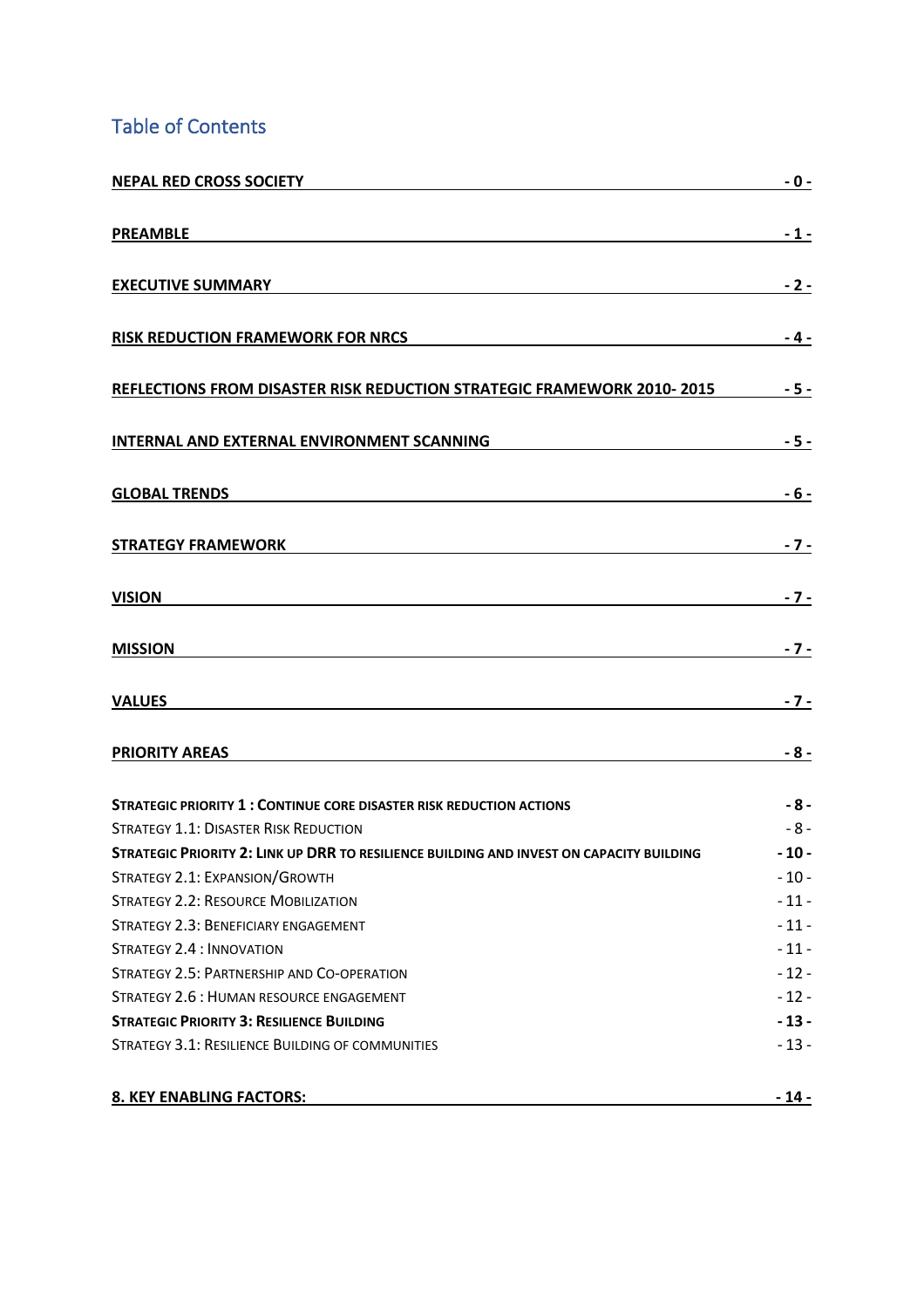## Table of Contents

| | |
|---|---|
| **NEPAL RED CROSS SOCIETY** | **- 0 -** |
| **PREAMBLE** | **- 1 -** |
| **EXECUTIVE SUMMARY** | **- 2 -** |
| **RISK REDUCTION FRAMEWORK FOR NRCS** | **- 4 -** |
| **REFLECTIONS FROM DISASTER RISK REDUCTION STRATEGIC FRAMEWORK 2010- 2015** | **- 5 -** |
| **INTERNAL AND EXTERNAL ENVIRONMENT SCANNING** | **- 5 -** |
| **GLOBAL TRENDS** | **- 6 -** |
| **STRATEGY FRAMEWORK** | **- 7 -** |
| **VISION** | **- 7 -** |
| **MISSION** | **- 7 -** |
| **VALUES** | **- 7 -** |
| **PRIORITY AREAS** | **- 8 -** |
| **STRATEGIC PRIORITY 1 : CONTINUE CORE DISASTER RISK REDUCTION ACTIONS** | **- 8 -** |
| STRATEGY 1.1: DISASTER RISK REDUCTION | - 8 - |
| **STRATEGIC PRIORITY 2: LINK UP DRR TO RESILIENCE BUILDING AND INVEST ON CAPACITY BUILDING** | **- 10 -** |
| STRATEGY 2.1: EXPANSION/GROWTH | - 10 - |
| STRATEGY 2.2: RESOURCE MOBILIZATION | - 11 - |
| STRATEGY 2.3: BENEFICIARY ENGAGEMENT | - 11 - |
| STRATEGY 2.4 : INNOVATION | - 11 - |
| STRATEGY 2.5: PARTNERSHIP AND CO-OPERATION | - 12 - |
| STRATEGY 2.6 : HUMAN RESOURCE ENGAGEMENT | - 12 - |
| **STRATEGIC PRIORITY 3: RESILIENCE BUILDING** | **- 13 -** |
| STRATEGY 3.1: RESILIENCE BUILDING OF COMMUNITIES | - 13 - |
| **8. KEY ENABLING FACTORS:** | **- 14 -** |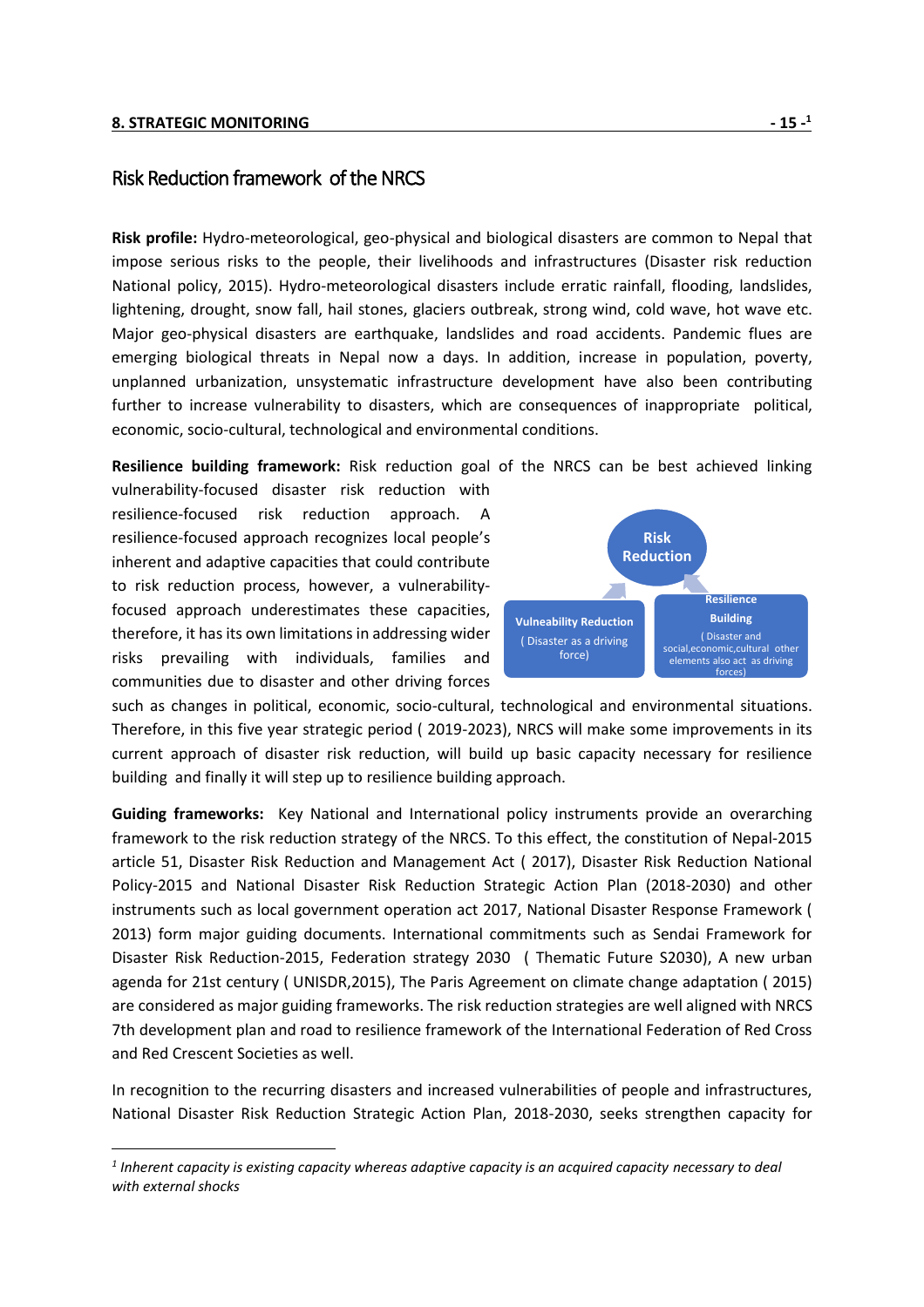## Risk Reduction framework of the NRCS

**Risk profile:** Hydro-meteorological, geo-physical and biological disasters are common to Nepal that impose serious risks to the people, their livelihoods and infrastructures (Disaster risk reduction National policy, 2015). Hydro-meteorological disasters include erratic rainfall, flooding, landslides, lightening, drought, snow fall, hail stones, glaciers outbreak, strong wind, cold wave, hot wave etc. Major geo-physical disasters are earthquake, landslides and road accidents. Pandemic flues are emerging biological threats in Nepal now a days. In addition, increase in population, poverty, unplanned urbanization, unsystematic infrastructure development have also been contributing further to increase vulnerability to disasters, which are consequences of inappropriate political, economic, socio-cultural, technological and environmental conditions.

**Resilience building framework:** Risk reduction goal of the NRCS can be best achieved linking vulnerability-focused disaster risk reduction with resilience-focused risk reduction approach. A resilience-focused approach recognizes local people's inherent and adaptive capacities that could contribute to risk reduction process, however, a vulnerability-focused approach underestimates these capacities, therefore, it has its own limitations in addressing wider risks prevailing with individuals, families and communities due to disaster and other driving forces such as changes in political, economic, socio-cultural, technological and environmental situations. Therefore, in this five year strategic period ( 2019-2023), NRCS will make some improvements in its current approach of disaster risk reduction, will build up basic capacity necessary for resilience building and finally it will step up to resilience building approach.

Risk Reduction

Vulneability Reduction ( Disaster as a driving force)

Resilience Building ( Disaster and social,economic,cultural other elements also act as driving forces)

**Guiding frameworks:** Key National and International policy instruments provide an overarching framework to the risk reduction strategy of the NRCS. To this effect, the constitution of Nepal-2015 article 51, Disaster Risk Reduction and Management Act ( 2017), Disaster Risk Reduction National Policy-2015 and National Disaster Risk Reduction Strategic Action Plan (2018-2030) and other instruments such as local government operation act 2017, National Disaster Response Framework ( 2013) form major guiding documents. International commitments such as Sendai Framework for Disaster Risk Reduction-2015, Federation strategy 2030 ( Thematic Future S2030), A new urban agenda for 21st century ( UNISDR,2015), The Paris Agreement on climate change adaptation ( 2015) are considered as major guiding frameworks. The risk reduction strategies are well aligned with NRCS 7th development plan and road to resilience framework of the International Federation of Red Cross and Red Crescent Societies as well.

In recognition to the recurring disasters and increased vulnerabilities of people and infrastructures, National Disaster Risk Reduction Strategic Action Plan, 2018-2030, seeks strengthen capacity for

---

[1] *Inherent capacity is existing capacity whereas adaptive capacity is an acquired capacity necessary to deal with external shocks*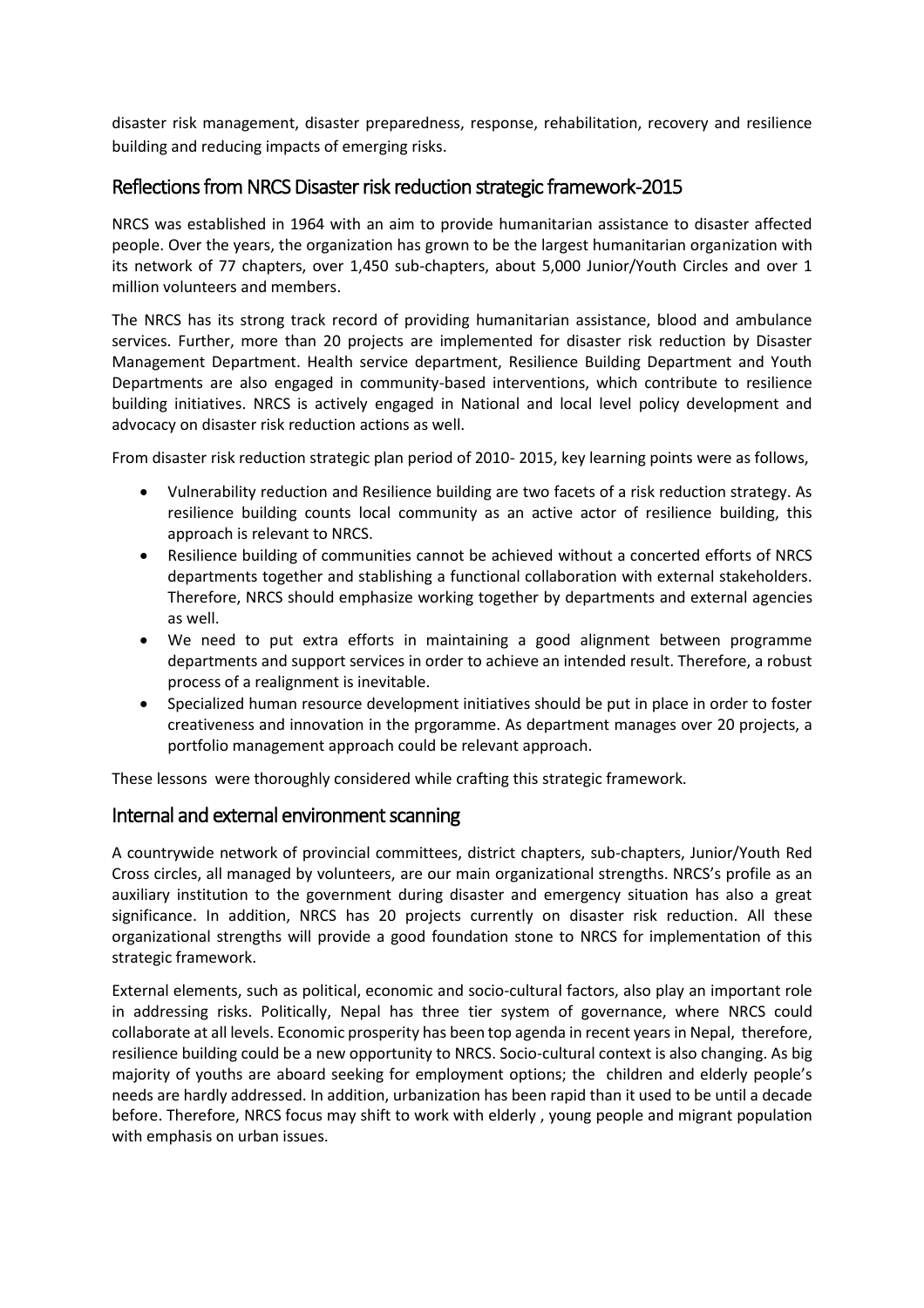disaster risk management, disaster preparedness, response, rehabilitation, recovery and resilience building and reducing impacts of emerging risks.

## Reflections from NRCS Disaster risk reduction strategic framework-2015

NRCS was established in 1964 with an aim to provide humanitarian assistance to disaster affected people. Over the years, the organization has grown to be the largest humanitarian organization with its network of 77 chapters, over 1,450 sub-chapters, about 5,000 Junior/Youth Circles and over 1 million volunteers and members.

The NRCS has its strong track record of providing humanitarian assistance, blood and ambulance services. Further, more than 20 projects are implemented for disaster risk reduction by Disaster Management Department. Health service department, Resilience Building Department and Youth Departments are also engaged in community-based interventions, which contribute to resilience building initiatives. NRCS is actively engaged in National and local level policy development and advocacy on disaster risk reduction actions as well.

From disaster risk reduction strategic plan period of 2010- 2015, key learning points were as follows,

- Vulnerability reduction and Resilience building are two facets of a risk reduction strategy. As resilience building counts local community as an active actor of resilience building, this approach is relevant to NRCS.
- Resilience building of communities cannot be achieved without a concerted efforts of NRCS departments together and stablishing a functional collaboration with external stakeholders. Therefore, NRCS should emphasize working together by departments and external agencies as well.
- We need to put extra efforts in maintaining a good alignment between programme departments and support services in order to achieve an intended result. Therefore, a robust process of a realignment is inevitable.
- Specialized human resource development initiatives should be put in place in order to foster creativeness and innovation in the prgoramme. As department manages over 20 projects, a portfolio management approach could be relevant approach.

These lessons were thoroughly considered while crafting this strategic framework.

## Internal and external environment scanning

A countrywide network of provincial committees, district chapters, sub-chapters, Junior/Youth Red Cross circles, all managed by volunteers, are our main organizational strengths. NRCS's profile as an auxiliary institution to the government during disaster and emergency situation has also a great significance. In addition, NRCS has 20 projects currently on disaster risk reduction. All these organizational strengths will provide a good foundation stone to NRCS for implementation of this strategic framework.

External elements, such as political, economic and socio-cultural factors, also play an important role in addressing risks. Politically, Nepal has three tier system of governance, where NRCS could collaborate at all levels. Economic prosperity has been top agenda in recent years in Nepal, therefore, resilience building could be a new opportunity to NRCS. Socio-cultural context is also changing. As big majority of youths are aboard seeking for employment options; the children and elderly people's needs are hardly addressed. In addition, urbanization has been rapid than it used to be until a decade before. Therefore, NRCS focus may shift to work with elderly , young people and migrant population with emphasis on urban issues.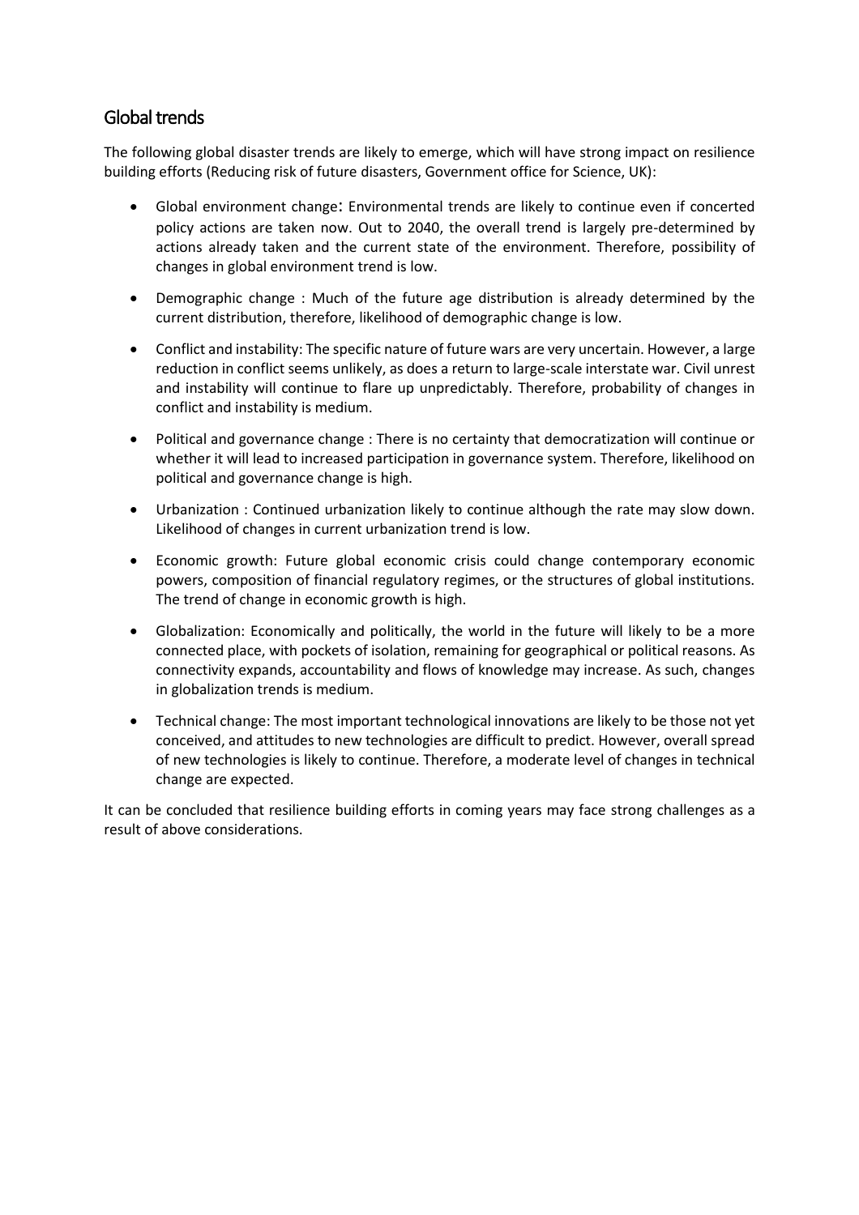## Global trends

The following global disaster trends are likely to emerge, which will have strong impact on resilience building efforts (Reducing risk of future disasters, Government office for Science, UK):

- Global environment change: Environmental trends are likely to continue even if concerted policy actions are taken now. Out to 2040, the overall trend is largely pre-determined by actions already taken and the current state of the environment. Therefore, possibility of changes in global environment trend is low.
- Demographic change : Much of the future age distribution is already determined by the current distribution, therefore, likelihood of demographic change is low.
- Conflict and instability: The specific nature of future wars are very uncertain. However, a large reduction in conflict seems unlikely, as does a return to large-scale interstate war. Civil unrest and instability will continue to flare up unpredictably. Therefore, probability of changes in conflict and instability is medium.
- Political and governance change : There is no certainty that democratization will continue or whether it will lead to increased participation in governance system. Therefore, likelihood on political and governance change is high.
- Urbanization : Continued urbanization likely to continue although the rate may slow down. Likelihood of changes in current urbanization trend is low.
- Economic growth: Future global economic crisis could change contemporary economic powers, composition of financial regulatory regimes, or the structures of global institutions. The trend of change in economic growth is high.
- Globalization: Economically and politically, the world in the future will likely to be a more connected place, with pockets of isolation, remaining for geographical or political reasons. As connectivity expands, accountability and flows of knowledge may increase. As such, changes in globalization trends is medium.
- Technical change: The most important technological innovations are likely to be those not yet conceived, and attitudes to new technologies are difficult to predict. However, overall spread of new technologies is likely to continue. Therefore, a moderate level of changes in technical change are expected.

It can be concluded that resilience building efforts in coming years may face strong challenges as a result of above considerations.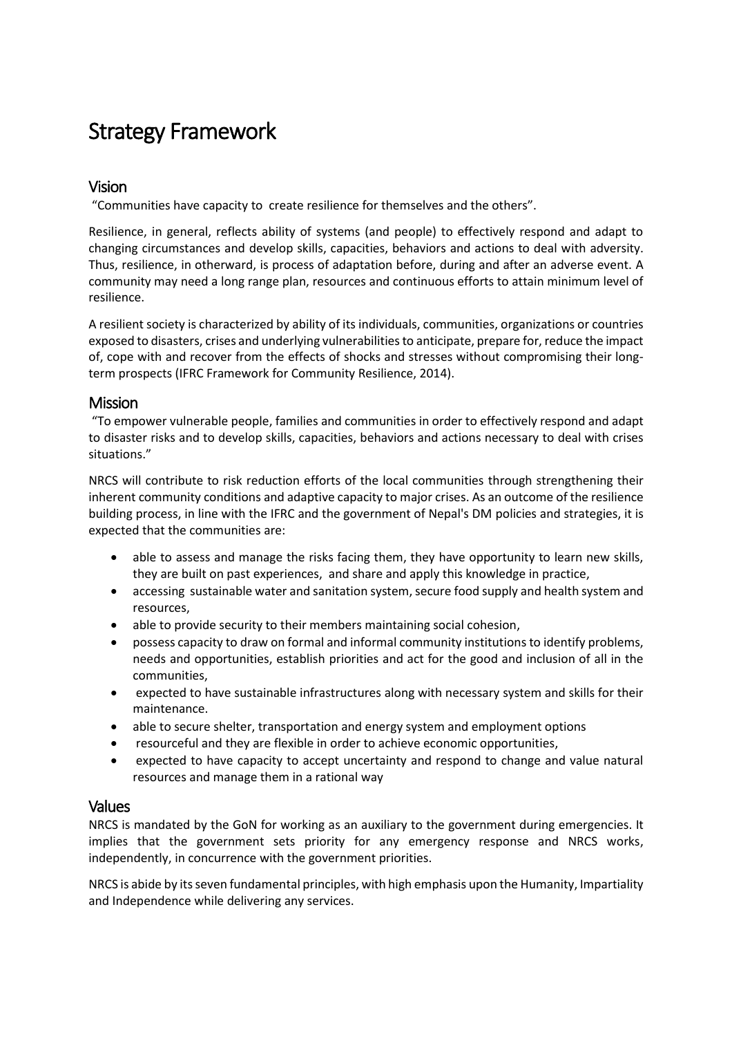# Strategy Framework

## Vision

"Communities have capacity to create resilience for themselves and the others".

Resilience, in general, reflects ability of systems (and people) to effectively respond and adapt to changing circumstances and develop skills, capacities, behaviors and actions to deal with adversity. Thus, resilience, in otherward, is process of adaptation before, during and after an adverse event. A community may need a long range plan, resources and continuous efforts to attain minimum level of resilience.

A resilient society is characterized by ability of its individuals, communities, organizations or countries exposed to disasters, crises and underlying vulnerabilities to anticipate, prepare for, reduce the impact of, cope with and recover from the effects of shocks and stresses without compromising their long-term prospects (IFRC Framework for Community Resilience, 2014).

## Mission

"To empower vulnerable people, families and communities in order to effectively respond and adapt to disaster risks and to develop skills, capacities, behaviors and actions necessary to deal with crises situations."

NRCS will contribute to risk reduction efforts of the local communities through strengthening their inherent community conditions and adaptive capacity to major crises. As an outcome of the resilience building process, in line with the IFRC and the government of Nepal's DM policies and strategies, it is expected that the communities are:

- able to assess and manage the risks facing them, they have opportunity to learn new skills, they are built on past experiences, and share and apply this knowledge in practice,
- accessing sustainable water and sanitation system, secure food supply and health system and resources,
- able to provide security to their members maintaining social cohesion,
- possess capacity to draw on formal and informal community institutions to identify problems, needs and opportunities, establish priorities and act for the good and inclusion of all in the communities,
- expected to have sustainable infrastructures along with necessary system and skills for their maintenance.
- able to secure shelter, transportation and energy system and employment options
- resourceful and they are flexible in order to achieve economic opportunities,
- expected to have capacity to accept uncertainty and respond to change and value natural resources and manage them in a rational way

## Values

NRCS is mandated by the GoN for working as an auxiliary to the government during emergencies. It implies that the government sets priority for any emergency response and NRCS works, independently, in concurrence with the government priorities.

NRCS is abide by its seven fundamental principles, with high emphasis upon the Humanity, Impartiality and Independence while delivering any services.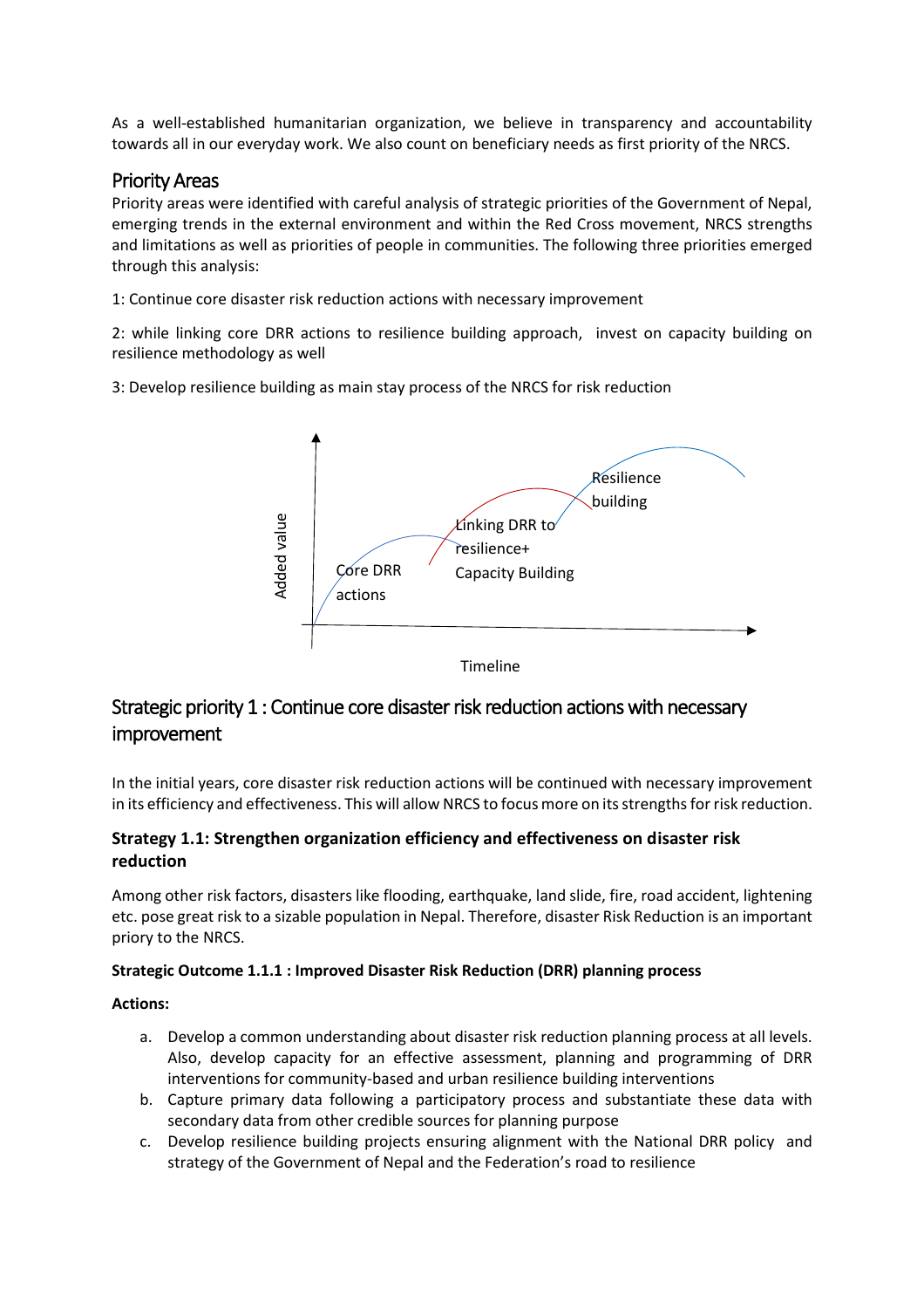As a well-established humanitarian organization, we believe in transparency and accountability towards all in our everyday work. We also count on beneficiary needs as first priority of the NRCS.

## Priority Areas

Priority areas were identified with careful analysis of strategic priorities of the Government of Nepal, emerging trends in the external environment and within the Red Cross movement, NRCS strengths and limitations as well as priorities of people in communities. The following three priorities emerged through this analysis:

1: Continue core disaster risk reduction actions with necessary improvement

2: while linking core DRR actions to resilience building approach, invest on capacity building on resilience methodology as well

3: Develop resilience building as main stay process of the NRCS for risk reduction

Added value

Core DRR actions

Linking DRR to resilience+ Capacity Building

Resilience building

Timeline

## Strategic priority 1 : Continue core disaster risk reduction actions with necessary improvement

In the initial years, core disaster risk reduction actions will be continued with necessary improvement in its efficiency and effectiveness. This will allow NRCS to focus more on its strengths for risk reduction.

### Strategy 1.1: Strengthen organization efficiency and effectiveness on disaster risk reduction

Among other risk factors, disasters like flooding, earthquake, land slide, fire, road accident, lightening etc. pose great risk to a sizable population in Nepal. Therefore, disaster Risk Reduction is an important priory to the NRCS.

**Strategic Outcome 1.1.1 : Improved Disaster Risk Reduction (DRR) planning process**

**Actions:**

a. Develop a common understanding about disaster risk reduction planning process at all levels. Also, develop capacity for an effective assessment, planning and programming of DRR interventions for community-based and urban resilience building interventions
b. Capture primary data following a participatory process and substantiate these data with secondary data from other credible sources for planning purpose
c. Develop resilience building projects ensuring alignment with the National DRR policy and strategy of the Government of Nepal and the Federation's road to resilience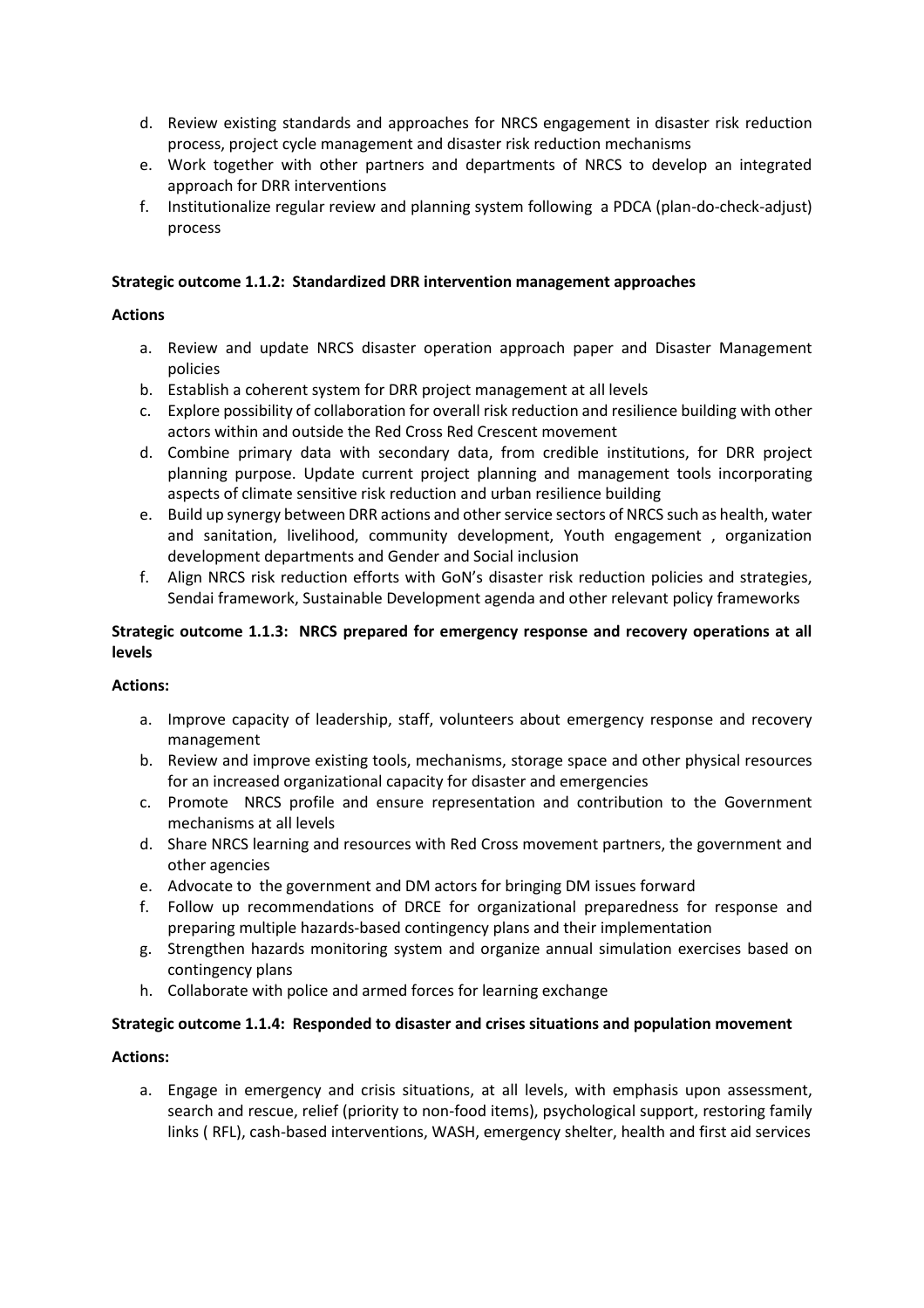d. Review existing standards and approaches for NRCS engagement in disaster risk reduction process, project cycle management and disaster risk reduction mechanisms
e. Work together with other partners and departments of NRCS to develop an integrated approach for DRR interventions
f. Institutionalize regular review and planning system following a PDCA (plan-do-check-adjust) process

**Strategic outcome 1.1.2: Standardized DRR intervention management approaches**

**Actions**

a. Review and update NRCS disaster operation approach paper and Disaster Management policies
b. Establish a coherent system for DRR project management at all levels
c. Explore possibility of collaboration for overall risk reduction and resilience building with other actors within and outside the Red Cross Red Crescent movement
d. Combine primary data with secondary data, from credible institutions, for DRR project planning purpose. Update current project planning and management tools incorporating aspects of climate sensitive risk reduction and urban resilience building
e. Build up synergy between DRR actions and other service sectors of NRCS such as health, water and sanitation, livelihood, community development, Youth engagement , organization development departments and Gender and Social inclusion
f. Align NRCS risk reduction efforts with GoN's disaster risk reduction policies and strategies, Sendai framework, Sustainable Development agenda and other relevant policy frameworks

**Strategic outcome 1.1.3: NRCS prepared for emergency response and recovery operations at all levels**

**Actions:**

a. Improve capacity of leadership, staff, volunteers about emergency response and recovery management
b. Review and improve existing tools, mechanisms, storage space and other physical resources for an increased organizational capacity for disaster and emergencies
c. Promote NRCS profile and ensure representation and contribution to the Government mechanisms at all levels
d. Share NRCS learning and resources with Red Cross movement partners, the government and other agencies
e. Advocate to the government and DM actors for bringing DM issues forward
f. Follow up recommendations of DRCE for organizational preparedness for response and preparing multiple hazards-based contingency plans and their implementation
g. Strengthen hazards monitoring system and organize annual simulation exercises based on contingency plans
h. Collaborate with police and armed forces for learning exchange

**Strategic outcome 1.1.4: Responded to disaster and crises situations and population movement**

**Actions:**

a. Engage in emergency and crisis situations, at all levels, with emphasis upon assessment, search and rescue, relief (priority to non-food items), psychological support, restoring family links ( RFL), cash-based interventions, WASH, emergency shelter, health and first aid services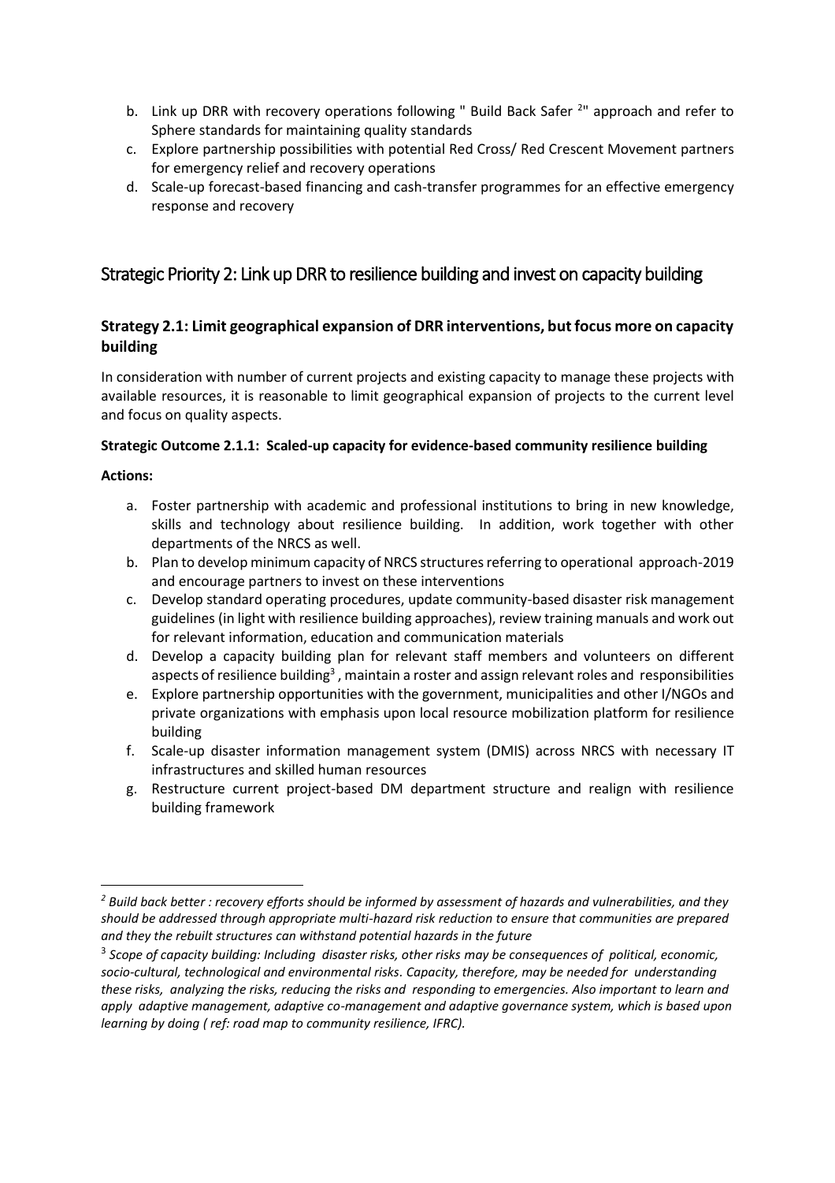b. Link up DRR with recovery operations following " Build Back Safer [2]" approach and refer to Sphere standards for maintaining quality standards
c. Explore partnership possibilities with potential Red Cross/ Red Crescent Movement partners for emergency relief and recovery operations
d. Scale-up forecast-based financing and cash-transfer programmes for an effective emergency response and recovery

## Strategic Priority 2: Link up DRR to resilience building and invest on capacity building

### Strategy 2.1: Limit geographical expansion of DRR interventions, but focus more on capacity building

In consideration with number of current projects and existing capacity to manage these projects with available resources, it is reasonable to limit geographical expansion of projects to the current level and focus on quality aspects.

**Strategic Outcome 2.1.1: Scaled-up capacity for evidence-based community resilience building**

**Actions:**

a. Foster partnership with academic and professional institutions to bring in new knowledge, skills and technology about resilience building. In addition, work together with other departments of the NRCS as well.
b. Plan to develop minimum capacity of NRCS structures referring to operational approach-2019 and encourage partners to invest on these interventions
c. Develop standard operating procedures, update community-based disaster risk management guidelines (in light with resilience building approaches), review training manuals and work out for relevant information, education and communication materials
d. Develop a capacity building plan for relevant staff members and volunteers on different aspects of resilience building[3], maintain a roster and assign relevant roles and responsibilities
e. Explore partnership opportunities with the government, municipalities and other I/NGOs and private organizations with emphasis upon local resource mobilization platform for resilience building
f. Scale-up disaster information management system (DMIS) across NRCS with necessary IT infrastructures and skilled human resources
g. Restructure current project-based DM department structure and realign with resilience building framework

---

[2] *Build back better : recovery efforts should be informed by assessment of hazards and vulnerabilities, and they should be addressed through appropriate multi-hazard risk reduction to ensure that communities are prepared and they the rebuilt structures can withstand potential hazards in the future*

[3] *Scope of capacity building: Including disaster risks, other risks may be consequences of political, economic, socio-cultural, technological and environmental risks. Capacity, therefore, may be needed for understanding these risks, analyzing the risks, reducing the risks and responding to emergencies. Also important to learn and apply adaptive management, adaptive co-management and adaptive governance system, which is based upon learning by doing ( ref: road map to community resilience, IFRC).*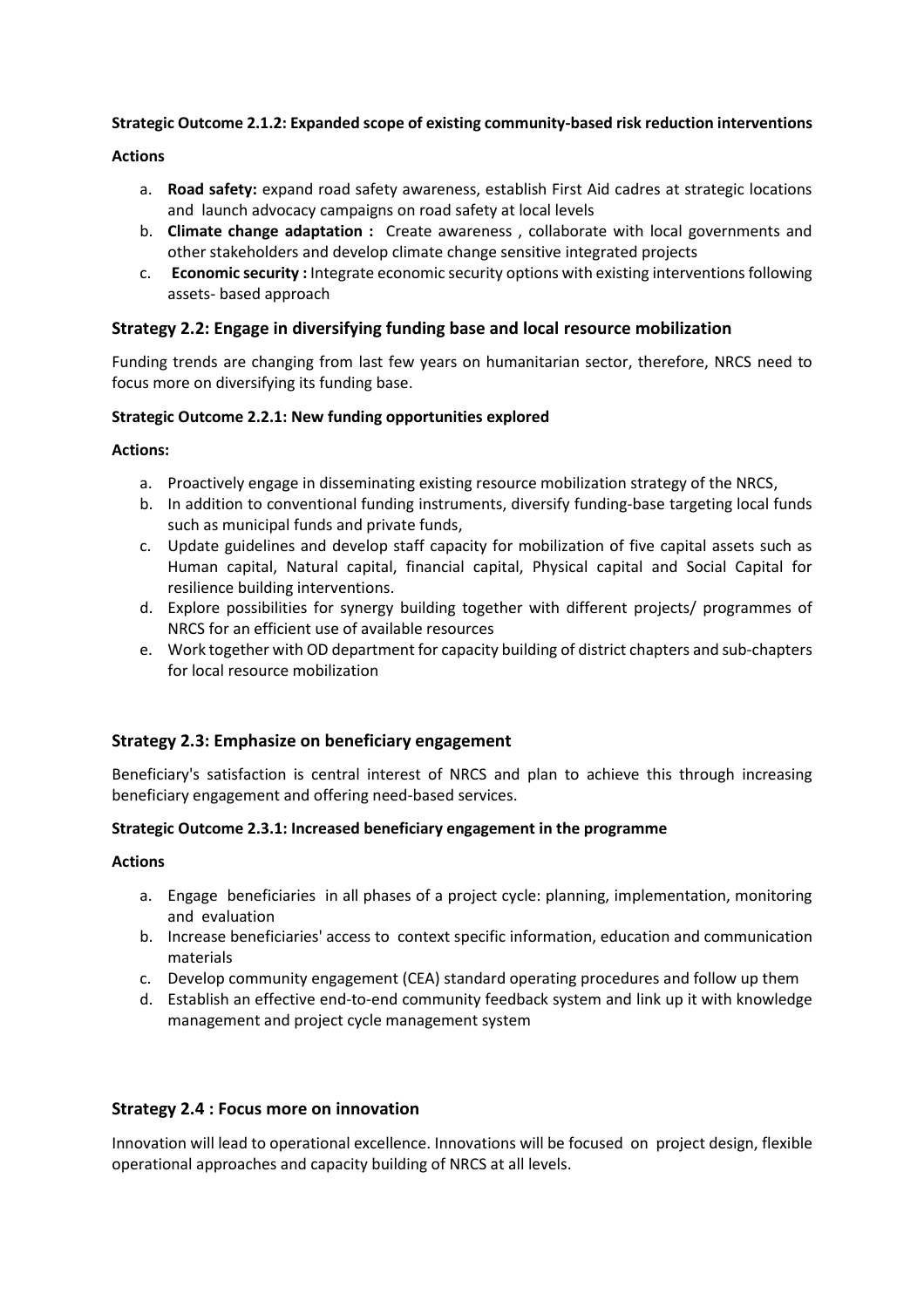**Strategic Outcome 2.1.2: Expanded scope of existing community-based risk reduction interventions**

**Actions**

a. **Road safety:** expand road safety awareness, establish First Aid cadres at strategic locations and launch advocacy campaigns on road safety at local levels
b. **Climate change adaptation :** Create awareness , collaborate with local governments and other stakeholders and develop climate change sensitive integrated projects
c. **Economic security :** Integrate economic security options with existing interventions following assets- based approach

### Strategy 2.2: Engage in diversifying funding base and local resource mobilization

Funding trends are changing from last few years on humanitarian sector, therefore, NRCS need to focus more on diversifying its funding base.

**Strategic Outcome 2.2.1: New funding opportunities explored**

**Actions:**

a. Proactively engage in disseminating existing resource mobilization strategy of the NRCS,
b. In addition to conventional funding instruments, diversify funding-base targeting local funds such as municipal funds and private funds,
c. Update guidelines and develop staff capacity for mobilization of five capital assets such as Human capital, Natural capital, financial capital, Physical capital and Social Capital for resilience building interventions.
d. Explore possibilities for synergy building together with different projects/ programmes of NRCS for an efficient use of available resources
e. Work together with OD department for capacity building of district chapters and sub-chapters for local resource mobilization

### Strategy 2.3: Emphasize on beneficiary engagement

Beneficiary's satisfaction is central interest of NRCS and plan to achieve this through increasing beneficiary engagement and offering need-based services.

**Strategic Outcome 2.3.1: Increased beneficiary engagement in the programme**

**Actions**

a. Engage beneficiaries in all phases of a project cycle: planning, implementation, monitoring and evaluation
b. Increase beneficiaries' access to context specific information, education and communication materials
c. Develop community engagement (CEA) standard operating procedures and follow up them
d. Establish an effective end-to-end community feedback system and link up it with knowledge management and project cycle management system

### Strategy 2.4 : Focus more on innovation

Innovation will lead to operational excellence. Innovations will be focused on project design, flexible operational approaches and capacity building of NRCS at all levels.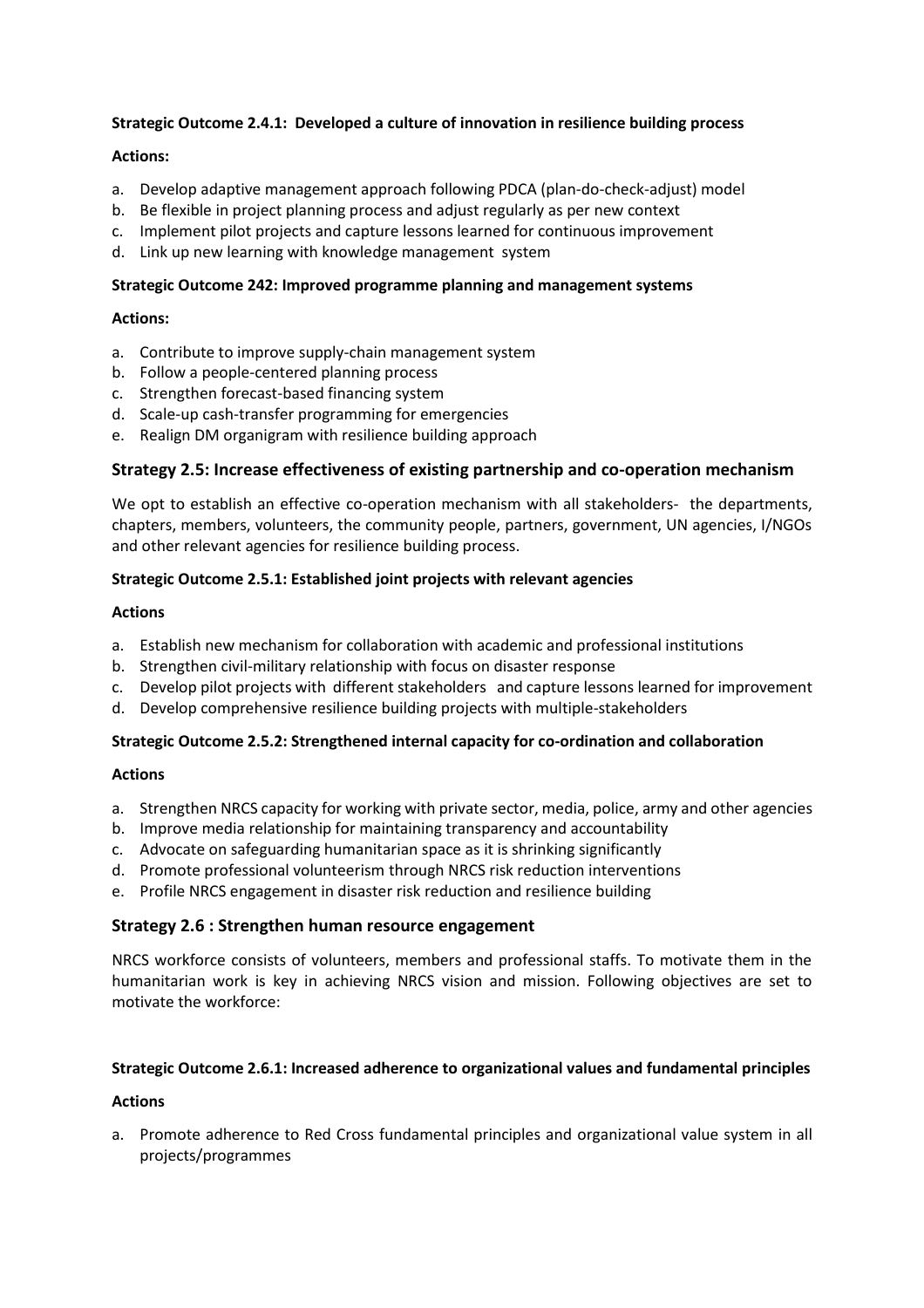**Strategic Outcome 2.4.1: Developed a culture of innovation in resilience building process**

**Actions:**

a. Develop adaptive management approach following PDCA (plan-do-check-adjust) model
b. Be flexible in project planning process and adjust regularly as per new context
c. Implement pilot projects and capture lessons learned for continuous improvement
d. Link up new learning with knowledge management system

**Strategic Outcome 242: Improved programme planning and management systems**

**Actions:**

a. Contribute to improve supply-chain management system
b. Follow a people-centered planning process
c. Strengthen forecast-based financing system
d. Scale-up cash-transfer programming for emergencies
e. Realign DM organigram with resilience building approach

### Strategy 2.5: Increase effectiveness of existing partnership and co-operation mechanism

We opt to establish an effective co-operation mechanism with all stakeholders- the departments, chapters, members, volunteers, the community people, partners, government, UN agencies, I/NGOs and other relevant agencies for resilience building process.

**Strategic Outcome 2.5.1: Established joint projects with relevant agencies**

**Actions**

a. Establish new mechanism for collaboration with academic and professional institutions
b. Strengthen civil-military relationship with focus on disaster response
c. Develop pilot projects with different stakeholders and capture lessons learned for improvement
d. Develop comprehensive resilience building projects with multiple-stakeholders

**Strategic Outcome 2.5.2: Strengthened internal capacity for co-ordination and collaboration**

**Actions**

a. Strengthen NRCS capacity for working with private sector, media, police, army and other agencies
b. Improve media relationship for maintaining transparency and accountability
c. Advocate on safeguarding humanitarian space as it is shrinking significantly
d. Promote professional volunteerism through NRCS risk reduction interventions
e. Profile NRCS engagement in disaster risk reduction and resilience building

### Strategy 2.6 : Strengthen human resource engagement

NRCS workforce consists of volunteers, members and professional staffs. To motivate them in the humanitarian work is key in achieving NRCS vision and mission. Following objectives are set to motivate the workforce:

**Strategic Outcome 2.6.1: Increased adherence to organizational values and fundamental principles**

**Actions**

a. Promote adherence to Red Cross fundamental principles and organizational value system in all projects/programmes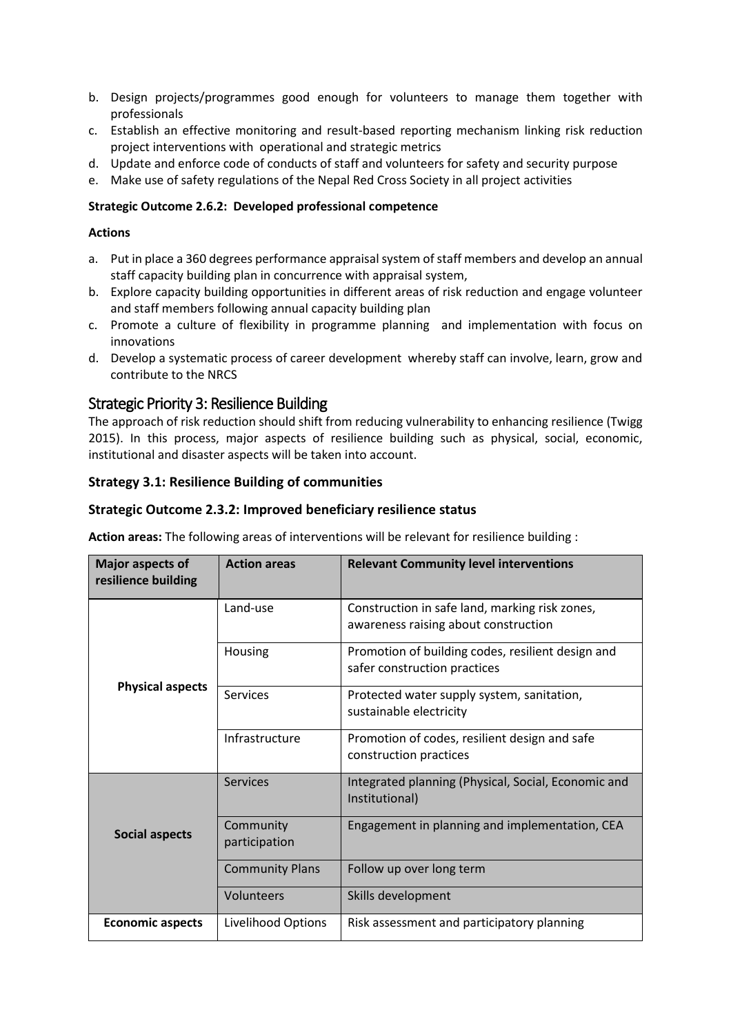b. Design projects/programmes good enough for volunteers to manage them together with professionals
c. Establish an effective monitoring and result-based reporting mechanism linking risk reduction project interventions with operational and strategic metrics
d. Update and enforce code of conducts of staff and volunteers for safety and security purpose
e. Make use of safety regulations of the Nepal Red Cross Society in all project activities

**Strategic Outcome 2.6.2: Developed professional competence**

**Actions**

a. Put in place a 360 degrees performance appraisal system of staff members and develop an annual staff capacity building plan in concurrence with appraisal system,
b. Explore capacity building opportunities in different areas of risk reduction and engage volunteer and staff members following annual capacity building plan
c. Promote a culture of flexibility in programme planning and implementation with focus on innovations
d. Develop a systematic process of career development whereby staff can involve, learn, grow and contribute to the NRCS

## Strategic Priority 3: Resilience Building

The approach of risk reduction should shift from reducing vulnerability to enhancing resilience (Twigg 2015). In this process, major aspects of resilience building such as physical, social, economic, institutional and disaster aspects will be taken into account.

### Strategy 3.1: Resilience Building of communities

### Strategic Outcome 2.3.2: Improved beneficiary resilience status

**Action areas:** The following areas of interventions will be relevant for resilience building :

| Major aspects of resilience building | Action areas | Relevant Community level interventions |
|---|---|---|
| **Physical aspects** | Land-use | Construction in safe land, marking risk zones, awareness raising about construction |
| | Housing | Promotion of building codes, resilient design and safer construction practices |
| | Services | Protected water supply system, sanitation, sustainable electricity |
| | Infrastructure | Promotion of codes, resilient design and safe construction practices |
| **Social aspects** | Services | Integrated planning (Physical, Social, Economic and Institutional) |
| | Community participation | Engagement in planning and implementation, CEA |
| | Community Plans | Follow up over long term |
| | Volunteers | Skills development |
| **Economic aspects** | Livelihood Options | Risk assessment and participatory planning |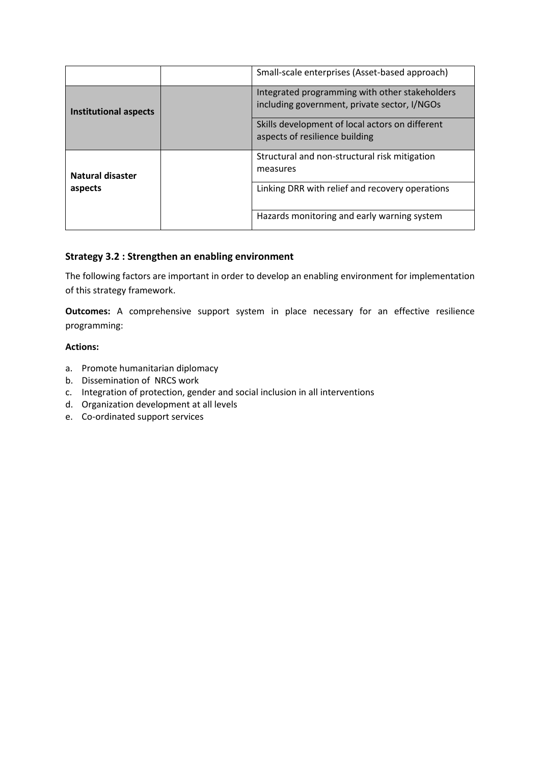| | | |
|---|---|---|
| | | Small-scale enterprises (Asset-based approach) |
| **Institutional aspects** | | Integrated programming with other stakeholders including government, private sector, I/NGOs |
| | | Skills development of local actors on different aspects of resilience building |
| **Natural disaster aspects** | | Structural and non-structural risk mitigation measures |
| | | Linking DRR with relief and recovery operations |
| | | Hazards monitoring and early warning system |

### Strategy 3.2 : Strengthen an enabling environment

The following factors are important in order to develop an enabling environment for implementation of this strategy framework.

**Outcomes:** A comprehensive support system in place necessary for an effective resilience programming:

**Actions:**

a. Promote humanitarian diplomacy
b. Dissemination of NRCS work
c. Integration of protection, gender and social inclusion in all interventions
d. Organization development at all levels
e. Co-ordinated support services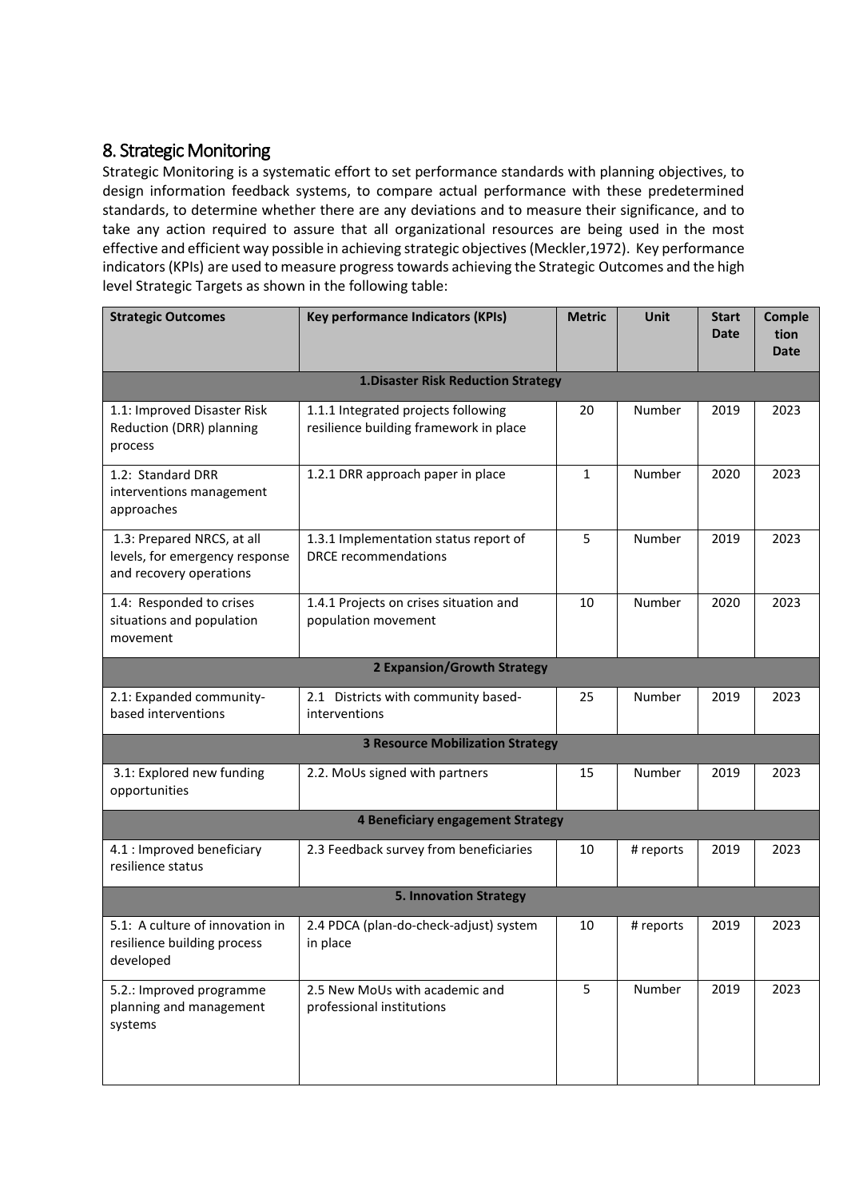## 8. Strategic Monitoring

Strategic Monitoring is a systematic effort to set performance standards with planning objectives, to design information feedback systems, to compare actual performance with these predetermined standards, to determine whether there are any deviations and to measure their significance, and to take any action required to assure that all organizational resources are being used in the most effective and efficient way possible in achieving strategic objectives (Meckler,1972). Key performance indicators (KPIs) are used to measure progress towards achieving the Strategic Outcomes and the high level Strategic Targets as shown in the following table:

| Strategic Outcomes | Key performance Indicators (KPIs) | Metric | Unit | Start Date | Completion Date |
|---|---|---|---|---|---|
| **1.Disaster Risk Reduction Strategy** | | | | | |
| 1.1: Improved Disaster Risk Reduction (DRR) planning process | 1.1.1 Integrated projects following resilience building framework in place | 20 | Number | 2019 | 2023 |
| 1.2: Standard DRR interventions management approaches | 1.2.1 DRR approach paper in place | 1 | Number | 2020 | 2023 |
| 1.3: Prepared NRCS, at all levels, for emergency response and recovery operations | 1.3.1 Implementation status report of DRCE recommendations | 5 | Number | 2019 | 2023 |
| 1.4: Responded to crises situations and population movement | 1.4.1 Projects on crises situation and population movement | 10 | Number | 2020 | 2023 |
| **2 Expansion/Growth Strategy** | | | | | |
| 2.1: Expanded community-based interventions | 2.1 Districts with community based-interventions | 25 | Number | 2019 | 2023 |
| **3 Resource Mobilization Strategy** | | | | | |
| 3.1: Explored new funding opportunities | 2.2. MoUs signed with partners | 15 | Number | 2019 | 2023 |
| **4 Beneficiary engagement Strategy** | | | | | |
| 4.1 : Improved beneficiary resilience status | 2.3 Feedback survey from beneficiaries | 10 | # reports | 2019 | 2023 |
| **5. Innovation Strategy** | | | | | |
| 5.1: A culture of innovation in resilience building process developed | 2.4 PDCA (plan-do-check-adjust) system in place | 10 | # reports | 2019 | 2023 |
| 5.2.: Improved programme planning and management systems | 2.5 New MoUs with academic and professional institutions | 5 | Number | 2019 | 2023 |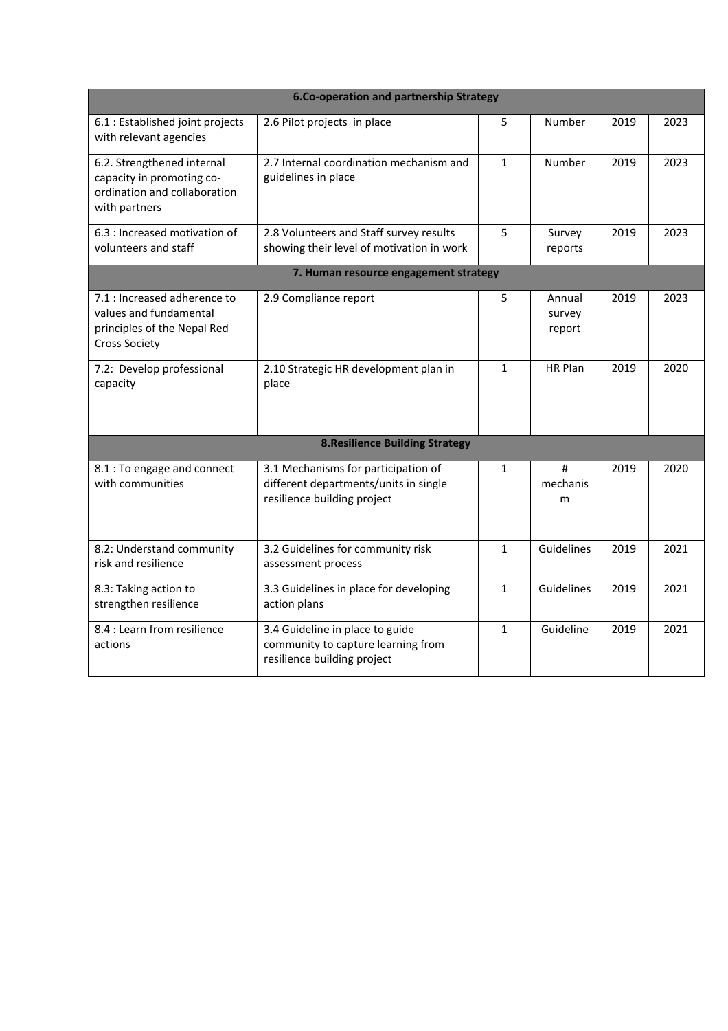| | | | | | |
|---|---|---|---|---|---|
| **6.Co-operation and partnership Strategy** | | | | | |
| 6.1 : Established joint projects with relevant agencies | 2.6 Pilot projects in place | 5 | Number | 2019 | 2023 |
| 6.2. Strengthened internal capacity in promoting co-ordination and collaboration with partners | 2.7 Internal coordination mechanism and guidelines in place | 1 | Number | 2019 | 2023 |
| 6.3 : Increased motivation of volunteers and staff | 2.8 Volunteers and Staff survey results showing their level of motivation in work | 5 | Survey reports | 2019 | 2023 |
| **7. Human resource engagement strategy** | | | | | |
| 7.1 : Increased adherence to values and fundamental principles of the Nepal Red Cross Society | 2.9 Compliance report | 5 | Annual survey report | 2019 | 2023 |
| 7.2: Develop professional capacity | 2.10 Strategic HR development plan in place | 1 | HR Plan | 2019 | 2020 |
| **8.Resilience Building Strategy** | | | | | |
| 8.1 : To engage and connect with communities | 3.1 Mechanisms for participation of different departments/units in single resilience building project | 1 | # mechanism | 2019 | 2020 |
| 8.2: Understand community risk and resilience | 3.2 Guidelines for community risk assessment process | 1 | Guidelines | 2019 | 2021 |
| 8.3: Taking action to strengthen resilience | 3.3 Guidelines in place for developing action plans | 1 | Guidelines | 2019 | 2021 |
| 8.4 : Learn from resilience actions | 3.4 Guideline in place to guide community to capture learning from resilience building project | 1 | Guideline | 2019 | 2021 |